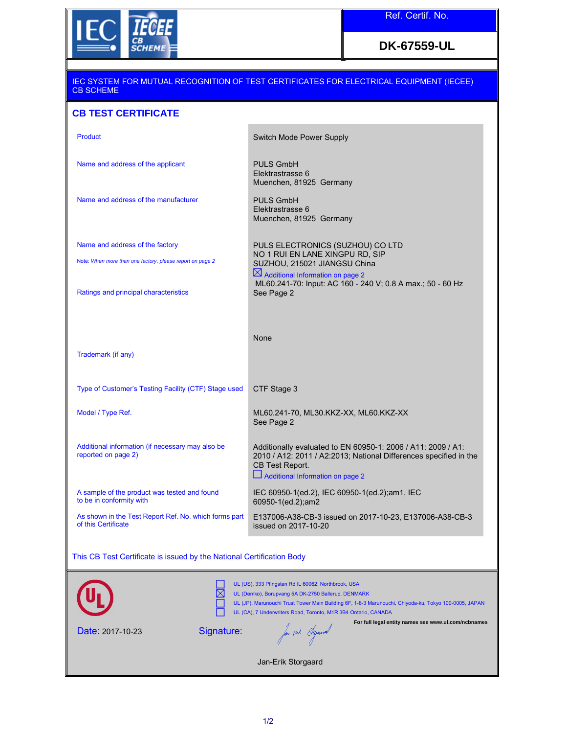Ref. Certif. No.

**DK-67559-UL**

IEC SYSTEM FOR MUTUAL RECOGNITION OF TEST CERTIFICATES FOR ELECTRICAL EQUIPMENT (IECEE) CB SCHEME

# CB TEST CERTIFICATE

| | |
|---|---|
| Product | Switch Mode Power Supply |
| Name and address of the applicant | PULS GmbH<br>Elektrastrasse 6<br>Muenchen, 81925 Germany |
| Name and address of the manufacturer | PULS GmbH<br>Elektrastrasse 6<br>Muenchen, 81925 Germany |
| Name and address of the factory<br>Note: *When more than one factory, please report on page 2* | PULS ELECTRONICS (SUZHOU) CO LTD<br>NO 1 RUI EN LANE XINGPU RD, SIP<br>SUZHOU, 215021 JIANGSU China<br>☒ Additional Information on page 2 |
| Ratings and principal characteristics | ML60.241-70: Input: AC 160 - 240 V; 0.8 A max.; 50 - 60 Hz<br>See Page 2 |
| Trademark (if any) | None |
| Type of Customer's Testing Facility (CTF) Stage used | CTF Stage 3 |
| Model / Type Ref. | ML60.241-70, ML30.KKZ-XX, ML60.KKZ-XX<br>See Page 2 |
| Additional information (if necessary may also be reported on page 2) | Additionally evaluated to EN 60950-1: 2006 / A11: 2009 / A1: 2010 / A12: 2011 / A2:2013; National Differences specified in the CB Test Report.<br>☐ Additional Information on page 2 |
| A sample of the product was tested and found to be in conformity with | IEC 60950-1(ed.2), IEC 60950-1(ed.2);am1, IEC 60950-1(ed.2);am2 |
| As shown in the Test Report Ref. No. which forms part of this Certificate | E137006-A38-CB-3 issued on 2017-10-23, E137006-A38-CB-3 issued on 2017-10-20 |

This CB Test Certificate is issued by the National Certification Body

- ☐ UL (US), 333 Pfingsten Rd IL 60062, Northbrook, USA
- ☒ UL (Demko), Borupvang 5A DK-2750 Ballerup, DENMARK
- ☐ UL (JP), Marunouchi Trust Tower Main Building 6F, 1-8-3 Marunouchi, Chiyoda-ku, Tokyo 100-0005, JAPAN
- ☐ UL (CA), 7 Underwriters Road, Toronto, M1R 3B4 Ontario, CANADA

**For full legal entity names see www.ul.com/ncbnames**

Date: 2017-10-23

Signature:

Jan-Erik Storgaard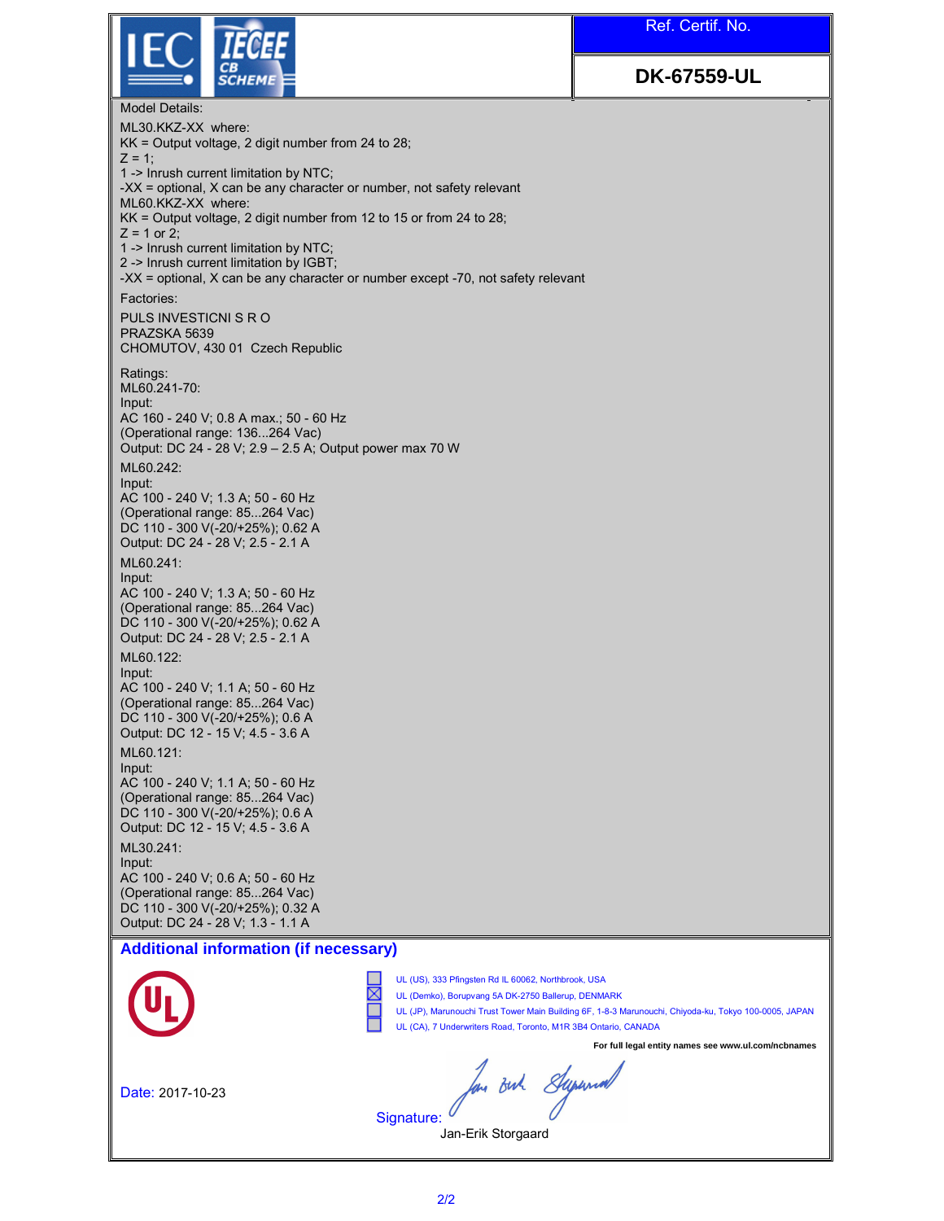Ref. Certif. No.

**DK-67559-UL**

Model Details:

ML30.KKZ-XX where:
KK = Output voltage, 2 digit number from 24 to 28;
Z = 1;
1 -> Inrush current limitation by NTC;
-XX = optional, X can be any character or number, not safety relevant
ML60.KKZ-XX where:
KK = Output voltage, 2 digit number from 12 to 15 or from 24 to 28;
Z = 1 or 2;
1 -> Inrush current limitation by NTC;
2 -> Inrush current limitation by IGBT;
-XX = optional, X can be any character or number except -70, not safety relevant

Factories:

PULS INVESTICNI S R O
PRAZSKA 5639
CHOMUTOV, 430 01 Czech Republic

Ratings:
ML60.241-70:
Input:
AC 160 - 240 V; 0.8 A max.; 50 - 60 Hz
(Operational range: 136...264 Vac)
Output: DC 24 - 28 V; 2.9 – 2.5 A; Output power max 70 W

ML60.242:
Input:
AC 100 - 240 V; 1.3 A; 50 - 60 Hz
(Operational range: 85...264 Vac)
DC 110 - 300 V(-20/+25%); 0.62 A
Output: DC 24 - 28 V; 2.5 - 2.1 A

ML60.241:
Input:
AC 100 - 240 V; 1.3 A; 50 - 60 Hz
(Operational range: 85...264 Vac)
DC 110 - 300 V(-20/+25%); 0.62 A
Output: DC 24 - 28 V; 2.5 - 2.1 A

ML60.122:
Input:
AC 100 - 240 V; 1.1 A; 50 - 60 Hz
(Operational range: 85...264 Vac)
DC 110 - 300 V(-20/+25%); 0.6 A
Output: DC 12 - 15 V; 4.5 - 3.6 A

ML60.121:
Input:
AC 100 - 240 V; 1.1 A; 50 - 60 Hz
(Operational range: 85...264 Vac)
DC 110 - 300 V(-20/+25%); 0.6 A
Output: DC 12 - 15 V; 4.5 - 3.6 A

ML30.241:
Input:
AC 100 - 240 V; 0.6 A; 50 - 60 Hz
(Operational range: 85...264 Vac)
DC 110 - 300 V(-20/+25%); 0.32 A
Output: DC 24 - 28 V; 1.3 - 1.1 A

## Additional information (if necessary)

- ☐ UL (US), 333 Pfingsten Rd IL 60062, Northbrook, USA
- ☒ UL (Demko), Borupvang 5A DK-2750 Ballerup, DENMARK
- ☐ UL (JP), Marunouchi Trust Tower Main Building 6F, 1-8-3 Marunouchi, Chiyoda-ku, Tokyo 100-0005, JAPAN
- ☐ UL (CA), 7 Underwriters Road, Toronto, M1R 3B4 Ontario, CANADA

**For full legal entity names see www.ul.com/ncbnames**

Date: 2017-10-23

Signature:
Jan-Erik Storgaard